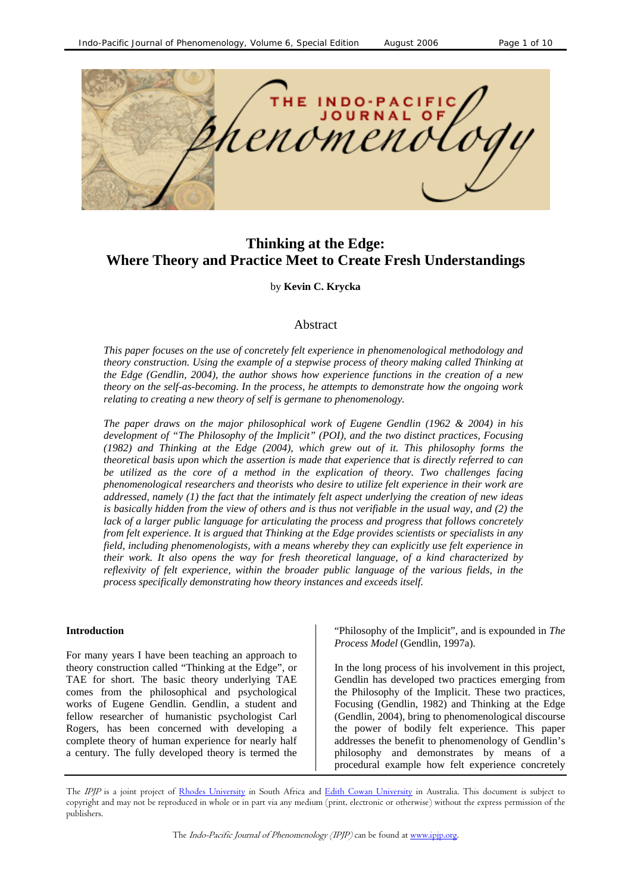# Thinking at the Edge: Where Theory and Practice Meet to Create Fresh Understandings

by **Kevin C. Krycka**

## Abstract

*This paper focuses on the use of concretely felt experience in phenomenological methodology and theory construction. Using the example of a stepwise process of theory making called Thinking at the Edge (Gendlin, 2004), the author shows how experience functions in the creation of a new theory on the self-as-becoming. In the process, he attempts to demonstrate how the ongoing work relating to creating a new theory of self is germane to phenomenology.*

*The paper draws on the major philosophical work of Eugene Gendlin (1962 & 2004) in his development of "The Philosophy of the Implicit" (POI), and the two distinct practices, Focusing (1982) and Thinking at the Edge (2004), which grew out of it. This philosophy forms the theoretical basis upon which the assertion is made that experience that is directly referred to can be utilized as the core of a method in the explication of theory. Two challenges facing phenomenological researchers and theorists who desire to utilize felt experience in their work are addressed, namely (1) the fact that the intimately felt aspect underlying the creation of new ideas is basically hidden from the view of others and is thus not verifiable in the usual way, and (2) the lack of a larger public language for articulating the process and progress that follows concretely from felt experience. It is argued that Thinking at the Edge provides scientists or specialists in any field, including phenomenologists, with a means whereby they can explicitly use felt experience in their work. It also opens the way for fresh theoretical language, of a kind characterized by reflexivity of felt experience, within the broader public language of the various fields, in the process specifically demonstrating how theory instances and exceeds itself.*

### Introduction

For many years I have been teaching an approach to theory construction called "Thinking at the Edge", or TAE for short. The basic theory underlying TAE comes from the philosophical and psychological works of Eugene Gendlin. Gendlin, a student and fellow researcher of humanistic psychologist Carl Rogers, has been concerned with developing a complete theory of human experience for nearly half a century. The fully developed theory is termed the "Philosophy of the Implicit", and is expounded in *The Process Model* (Gendlin, 1997a).

In the long process of his involvement in this project, Gendlin has developed two practices emerging from the Philosophy of the Implicit. These two practices, Focusing (Gendlin, 1982) and Thinking at the Edge (Gendlin, 2004), bring to phenomenological discourse the power of bodily felt experience. This paper addresses the benefit to phenomenology of Gendlin's philosophy and demonstrates by means of a procedural example how felt experience concretely

The *IPJP* is a joint project of Rhodes University in South Africa and Edith Cowan University in Australia. This document is subject to copyright and may not be reproduced in whole or in part via any medium (print, electronic or otherwise) without the express permission of the publishers.

The *Indo-Pacific Journal of Phenomenology (IPJP)* can be found at www.ipjp.org.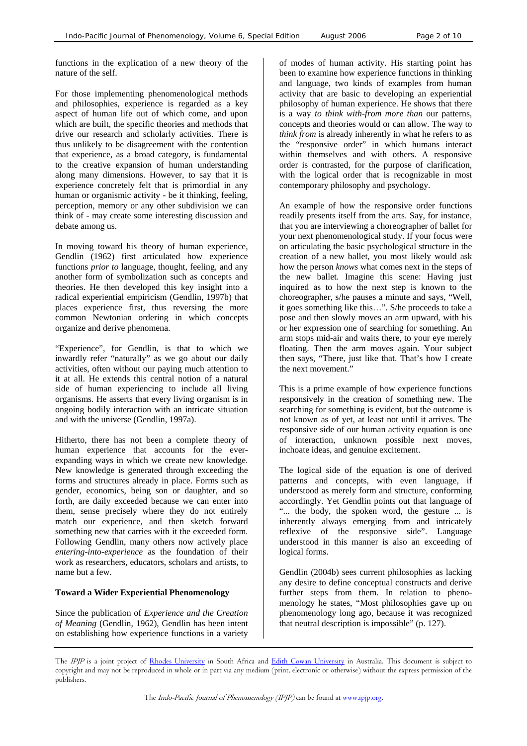functions in the explication of a new theory of the nature of the self.

For those implementing phenomenological methods and philosophies, experience is regarded as a key aspect of human life out of which come, and upon which are built, the specific theories and methods that drive our research and scholarly activities. There is thus unlikely to be disagreement with the contention that experience, as a broad category, is fundamental to the creative expansion of human understanding along many dimensions. However, to say that it is experience concretely felt that is primordial in any human or organismic activity - be it thinking, feeling, perception, memory or any other subdivision we can think of - may create some interesting discussion and debate among us.

In moving toward his theory of human experience, Gendlin (1962) first articulated how experience functions *prior to* language, thought, feeling, and any another form of symbolization such as concepts and theories. He then developed this key insight into a radical experiential empiricism (Gendlin, 1997b) that places experience first, thus reversing the more common Newtonian ordering in which concepts organize and derive phenomena.

"Experience", for Gendlin, is that to which we inwardly refer "naturally" as we go about our daily activities, often without our paying much attention to it at all. He extends this central notion of a natural side of human experiencing to include all living organisms. He asserts that every living organism is in ongoing bodily interaction with an intricate situation and with the universe (Gendlin, 1997a).

Hitherto, there has not been a complete theory of human experience that accounts for the ever-expanding ways in which we create new knowledge. New knowledge is generated through exceeding the forms and structures already in place. Forms such as gender, economics, being son or daughter, and so forth, are daily exceeded because we can enter into them, sense precisely where they do not entirely match our experience, and then sketch forward something new that carries with it the exceeded form. Following Gendlin, many others now actively place *entering-into-experience* as the foundation of their work as researchers, educators, scholars and artists, to name but a few.

## Toward a Wider Experiential Phenomenology

Since the publication of *Experience and the Creation of Meaning* (Gendlin, 1962), Gendlin has been intent on establishing how experience functions in a variety of modes of human activity. His starting point has been to examine how experience functions in thinking and language, two kinds of examples from human activity that are basic to developing an experiential philosophy of human experience. He shows that there is a way *to think with-from more than* our patterns, concepts and theories would or can allow. The way to *think from* is already inherently in what he refers to as the "responsive order" in which humans interact within themselves and with others. A responsive order is contrasted, for the purpose of clarification, with the logical order that is recognizable in most contemporary philosophy and psychology.

An example of how the responsive order functions readily presents itself from the arts. Say, for instance, that you are interviewing a choreographer of ballet for your next phenomenological study. If your focus were on articulating the basic psychological structure in the creation of a new ballet, you most likely would ask how the person *knows* what comes next in the steps of the new ballet. Imagine this scene: Having just inquired as to how the next step is known to the choreographer, s/he pauses a minute and says, "Well, it goes something like this…". S/he proceeds to take a pose and then slowly moves an arm upward, with his or her expression one of searching for something. An arm stops mid-air and waits there, to your eye merely floating. Then the arm moves again. Your subject then says, "There, just like that. That's how I create the next movement."

This is a prime example of how experience functions responsively in the creation of something new. The searching for something is evident, but the outcome is not known as of yet, at least not until it arrives. The responsive side of our human activity equation is one of interaction, unknown possible next moves, inchoate ideas, and genuine excitement.

The logical side of the equation is one of derived patterns and concepts, with even language, if understood as merely form and structure, conforming accordingly. Yet Gendlin points out that language of "... the body, the spoken word, the gesture ... is inherently always emerging from and intricately reflexive of the responsive side". Language understood in this manner is also an exceeding of logical forms.

Gendlin (2004b) sees current philosophies as lacking any desire to define conceptual constructs and derive further steps from them. In relation to phenomenology he states, "Most philosophies gave up on phenomenology long ago, because it was recognized that neutral description is impossible" (p. 127).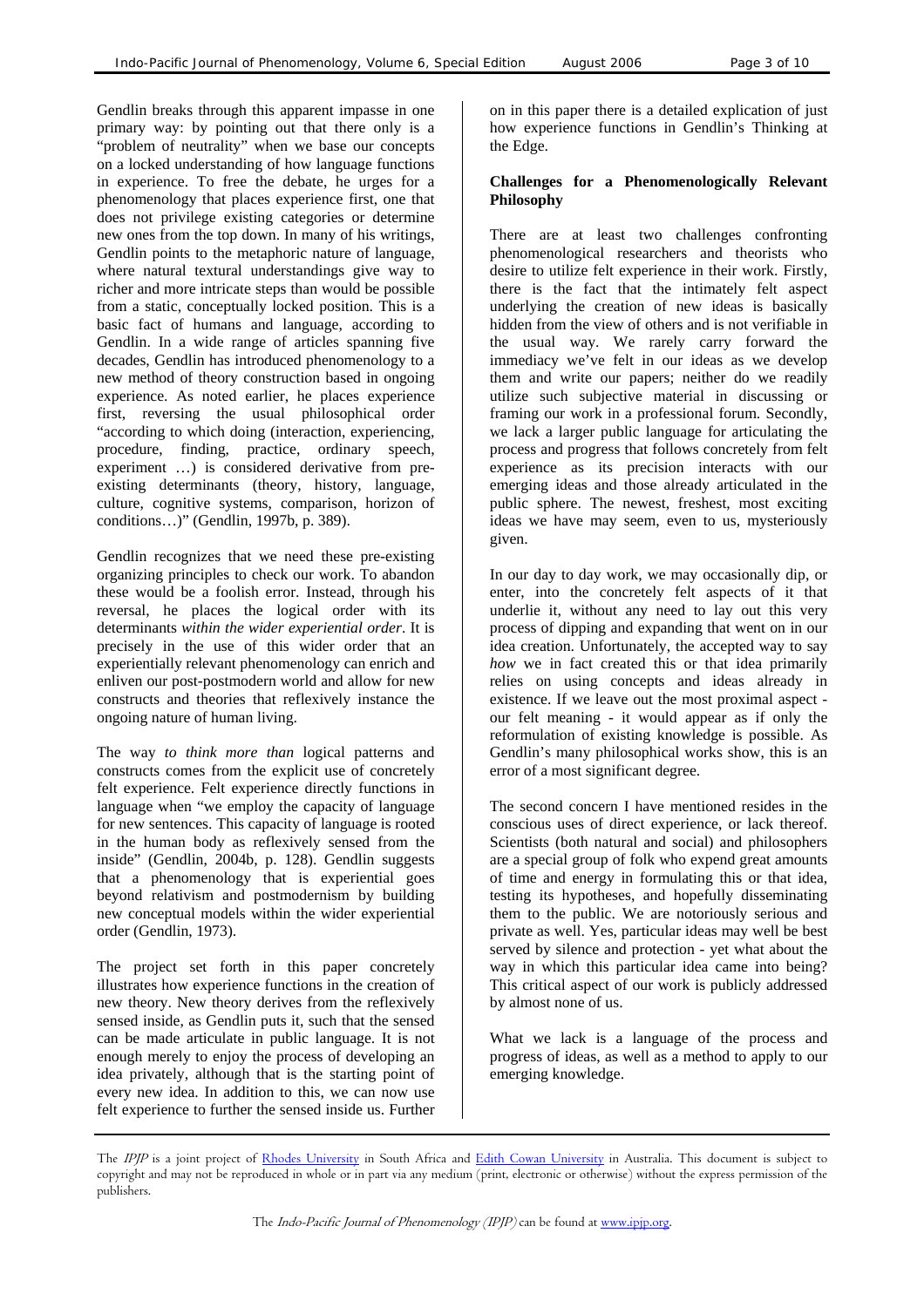Gendlin breaks through this apparent impasse in one primary way: by pointing out that there only is a "problem of neutrality" when we base our concepts on a locked understanding of how language functions in experience. To free the debate, he urges for a phenomenology that places experience first, one that does not privilege existing categories or determine new ones from the top down. In many of his writings, Gendlin points to the metaphoric nature of language, where natural textural understandings give way to richer and more intricate steps than would be possible from a static, conceptually locked position. This is a basic fact of humans and language, according to Gendlin. In a wide range of articles spanning five decades, Gendlin has introduced phenomenology to a new method of theory construction based in ongoing experience. As noted earlier, he places experience first, reversing the usual philosophical order "according to which doing (interaction, experiencing, procedure, finding, practice, ordinary speech, experiment …) is considered derivative from pre-existing determinants (theory, history, language, culture, cognitive systems, comparison, horizon of conditions…)" (Gendlin, 1997b, p. 389).

Gendlin recognizes that we need these pre-existing organizing principles to check our work. To abandon these would be a foolish error. Instead, through his reversal, he places the logical order with its determinants *within the wider experiential order*. It is precisely in the use of this wider order that an experientially relevant phenomenology can enrich and enliven our post-postmodern world and allow for new constructs and theories that reflexively instance the ongoing nature of human living.

The way *to think more than* logical patterns and constructs comes from the explicit use of concretely felt experience. Felt experience directly functions in language when "we employ the capacity of language for new sentences. This capacity of language is rooted in the human body as reflexively sensed from the inside" (Gendlin, 2004b, p. 128). Gendlin suggests that a phenomenology that is experiential goes beyond relativism and postmodernism by building new conceptual models within the wider experiential order (Gendlin, 1973).

The project set forth in this paper concretely illustrates how experience functions in the creation of new theory. New theory derives from the reflexively sensed inside, as Gendlin puts it, such that the sensed can be made articulate in public language. It is not enough merely to enjoy the process of developing an idea privately, although that is the starting point of every new idea. In addition to this, we can now use felt experience to further the sensed inside us. Further on in this paper there is a detailed explication of just how experience functions in Gendlin's Thinking at the Edge.

## Challenges for a Phenomenologically Relevant Philosophy

There are at least two challenges confronting phenomenological researchers and theorists who desire to utilize felt experience in their work. Firstly, there is the fact that the intimately felt aspect underlying the creation of new ideas is basically hidden from the view of others and is not verifiable in the usual way. We rarely carry forward the immediacy we've felt in our ideas as we develop them and write our papers; neither do we readily utilize such subjective material in discussing or framing our work in a professional forum. Secondly, we lack a larger public language for articulating the process and progress that follows concretely from felt experience as its precision interacts with our emerging ideas and those already articulated in the public sphere. The newest, freshest, most exciting ideas we have may seem, even to us, mysteriously given.

In our day to day work, we may occasionally dip, or enter, into the concretely felt aspects of it that underlie it, without any need to lay out this very process of dipping and expanding that went on in our idea creation. Unfortunately, the accepted way to say *how* we in fact created this or that idea primarily relies on using concepts and ideas already in existence. If we leave out the most proximal aspect - our felt meaning - it would appear as if only the reformulation of existing knowledge is possible. As Gendlin's many philosophical works show, this is an error of a most significant degree.

The second concern I have mentioned resides in the conscious uses of direct experience, or lack thereof. Scientists (both natural and social) and philosophers are a special group of folk who expend great amounts of time and energy in formulating this or that idea, testing its hypotheses, and hopefully disseminating them to the public. We are notoriously serious and private as well. Yes, particular ideas may well be best served by silence and protection - yet what about the way in which this particular idea came into being? This critical aspect of our work is publicly addressed by almost none of us.

What we lack is a language of the process and progress of ideas, as well as a method to apply to our emerging knowledge.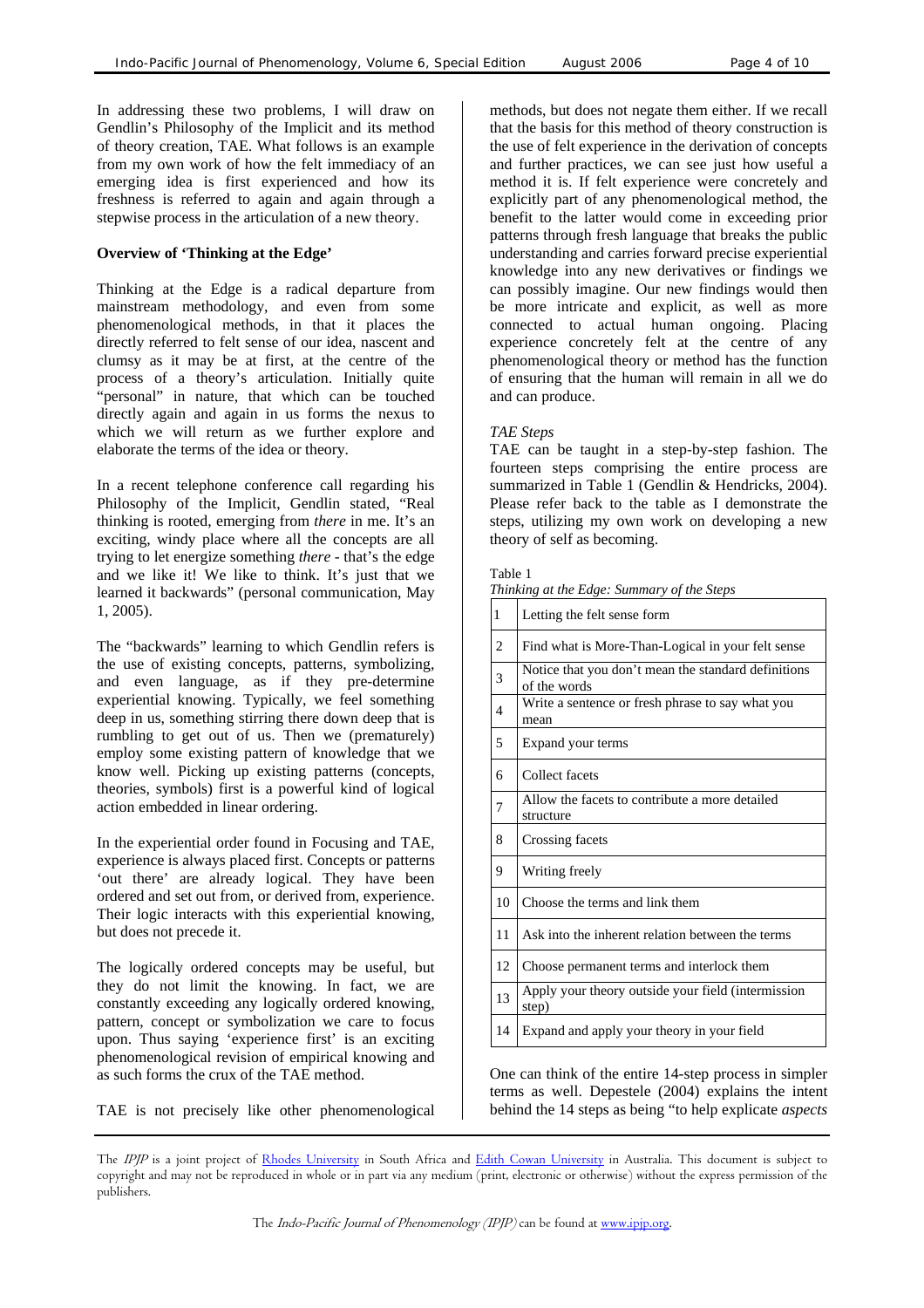In addressing these two problems, I will draw on Gendlin's Philosophy of the Implicit and its method of theory creation, TAE. What follows is an example from my own work of how the felt immediacy of an emerging idea is first experienced and how its freshness is referred to again and again through a stepwise process in the articulation of a new theory.

**Overview of 'Thinking at the Edge'**

Thinking at the Edge is a radical departure from mainstream methodology, and even from some phenomenological methods, in that it places the directly referred to felt sense of our idea, nascent and clumsy as it may be at first, at the centre of the process of a theory's articulation. Initially quite "personal" in nature, that which can be touched directly again and again in us forms the nexus to which we will return as we further explore and elaborate the terms of the idea or theory.

In a recent telephone conference call regarding his Philosophy of the Implicit, Gendlin stated, "Real thinking is rooted, emerging from *there* in me. It's an exciting, windy place where all the concepts are all trying to let energize something *there* - that's the edge and we like it! We like to think. It's just that we learned it backwards" (personal communication, May 1, 2005).

The "backwards" learning to which Gendlin refers is the use of existing concepts, patterns, symbolizing, and even language, as if they pre-determine experiential knowing. Typically, we feel something deep in us, something stirring there down deep that is rumbling to get out of us. Then we (prematurely) employ some existing pattern of knowledge that we know well. Picking up existing patterns (concepts, theories, symbols) first is a powerful kind of logical action embedded in linear ordering.

In the experiential order found in Focusing and TAE, experience is always placed first. Concepts or patterns 'out there' are already logical. They have been ordered and set out from, or derived from, experience. Their logic interacts with this experiential knowing, but does not precede it.

The logically ordered concepts may be useful, but they do not limit the knowing. In fact, we are constantly exceeding any logically ordered knowing, pattern, concept or symbolization we care to focus upon. Thus saying 'experience first' is an exciting phenomenological revision of empirical knowing and as such forms the crux of the TAE method.

TAE is not precisely like other phenomenological methods, but does not negate them either. If we recall that the basis for this method of theory construction is the use of felt experience in the derivation of concepts and further practices, we can see just how useful a method it is. If felt experience were concretely and explicitly part of any phenomenological method, the benefit to the latter would come in exceeding prior patterns through fresh language that breaks the public understanding and carries forward precise experiential knowledge into any new derivatives or findings we can possibly imagine. Our new findings would then be more intricate and explicit, as well as more connected to actual human ongoing. Placing experience concretely felt at the centre of any phenomenological theory or method has the function of ensuring that the human will remain in all we do and can produce.

*TAE Steps*

TAE can be taught in a step-by-step fashion. The fourteen steps comprising the entire process are summarized in Table 1 (Gendlin & Hendricks, 2004). Please refer back to the table as I demonstrate the steps, utilizing my own work on developing a new theory of self as becoming.

Table 1
*Thinking at the Edge: Summary of the Steps*

| | |
|---|---|
| 1 | Letting the felt sense form |
| 2 | Find what is More-Than-Logical in your felt sense |
| 3 | Notice that you don't mean the standard definitions of the words |
| 4 | Write a sentence or fresh phrase to say what you mean |
| 5 | Expand your terms |
| 6 | Collect facets |
| 7 | Allow the facets to contribute a more detailed structure |
| 8 | Crossing facets |
| 9 | Writing freely |
| 10 | Choose the terms and link them |
| 11 | Ask into the inherent relation between the terms |
| 12 | Choose permanent terms and interlock them |
| 13 | Apply your theory outside your field (intermission step) |
| 14 | Expand and apply your theory in your field |

One can think of the entire 14-step process in simpler terms as well. Depestele (2004) explains the intent behind the 14 steps as being "to help explicate *aspects*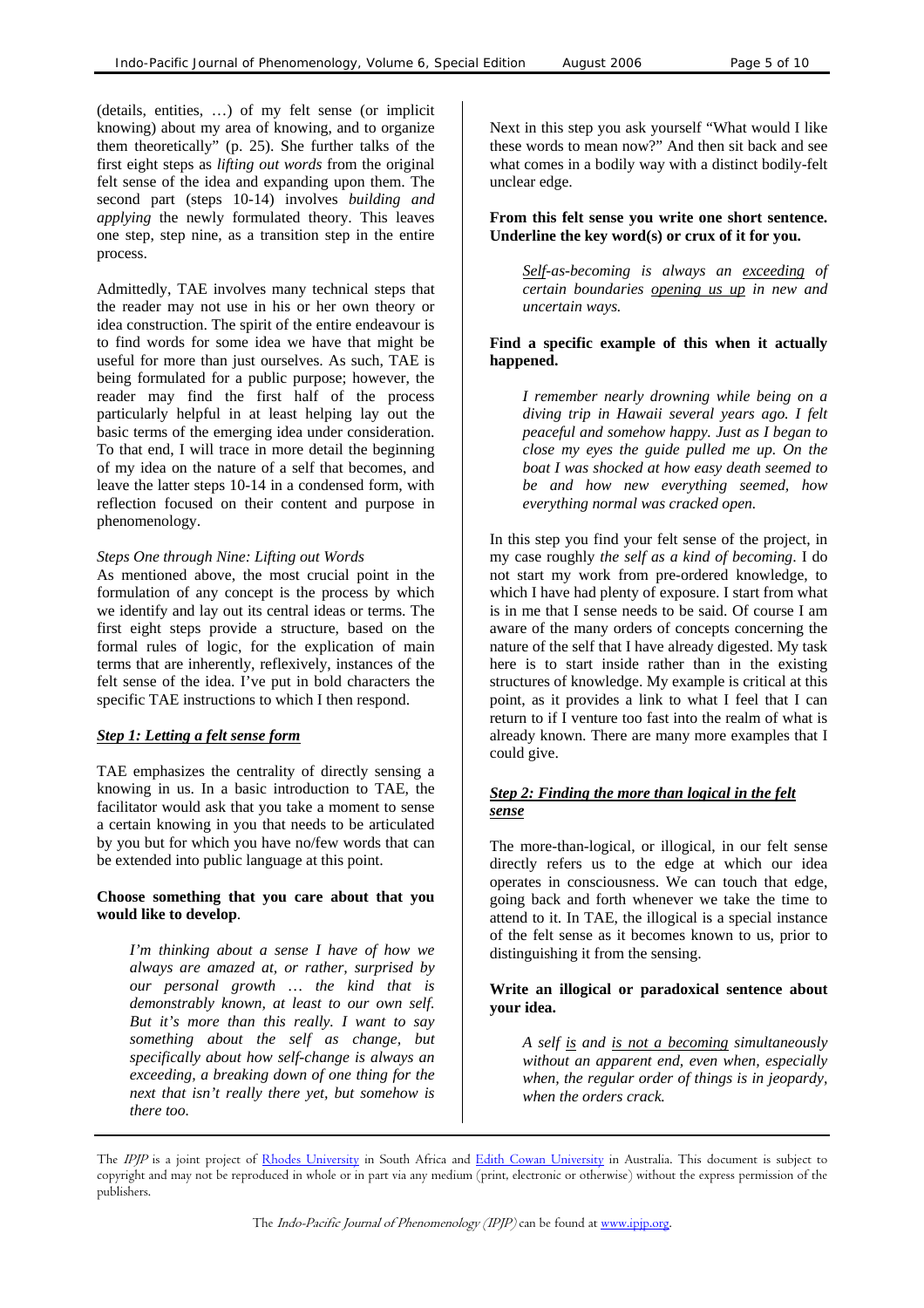(details, entities, …) of my felt sense (or implicit knowing) about my area of knowing, and to organize them theoretically" (p. 25). She further talks of the first eight steps as *lifting out words* from the original felt sense of the idea and expanding upon them. The second part (steps 10-14) involves *building and applying* the newly formulated theory. This leaves one step, step nine, as a transition step in the entire process.

Admittedly, TAE involves many technical steps that the reader may not use in his or her own theory or idea construction. The spirit of the entire endeavour is to find words for some idea we have that might be useful for more than just ourselves. As such, TAE is being formulated for a public purpose; however, the reader may find the first half of the process particularly helpful in at least helping lay out the basic terms of the emerging idea under consideration. To that end, I will trace in more detail the beginning of my idea on the nature of a self that becomes, and leave the latter steps 10-14 in a condensed form, with reflection focused on their content and purpose in phenomenology.

*Steps One through Nine: Lifting out Words*

As mentioned above, the most crucial point in the formulation of any concept is the process by which we identify and lay out its central ideas or terms. The first eight steps provide a structure, based on the formal rules of logic, for the explication of main terms that are inherently, reflexively, instances of the felt sense of the idea. I've put in bold characters the specific TAE instructions to which I then respond.

***Step 1: Letting a felt sense form***

TAE emphasizes the centrality of directly sensing a knowing in us. In a basic introduction to TAE, the facilitator would ask that you take a moment to sense a certain knowing in you that needs to be articulated by you but for which you have no/few words that can be extended into public language at this point.

**Choose something that you care about that you would like to develop**.

> *I'm thinking about a sense I have of how we always are amazed at, or rather, surprised by our personal growth … the kind that is demonstrably known, at least to our own self. But it's more than this really. I want to say something about the self as change, but specifically about how self-change is always an exceeding, a breaking down of one thing for the next that isn't really there yet, but somehow is there too.*

Next in this step you ask yourself "What would I like these words to mean now?" And then sit back and see what comes in a bodily way with a distinct bodily-felt unclear edge.

**From this felt sense you write one short sentence. Underline the key word(s) or crux of it for you.**

> *<u>Self</u>-as-becoming is always an <u>exceeding</u> of certain boundaries <u>opening us up</u> in new and uncertain ways.*

**Find a specific example of this when it actually happened.**

> *I remember nearly drowning while being on a diving trip in Hawaii several years ago. I felt peaceful and somehow happy. Just as I began to close my eyes the guide pulled me up. On the boat I was shocked at how easy death seemed to be and how new everything seemed, how everything normal was cracked open.*

In this step you find your felt sense of the project, in my case roughly *the self as a kind of becoming*. I do not start my work from pre-ordered knowledge, to which I have had plenty of exposure. I start from what is in me that I sense needs to be said. Of course I am aware of the many orders of concepts concerning the nature of the self that I have already digested. My task here is to start inside rather than in the existing structures of knowledge. My example is critical at this point, as it provides a link to what I feel that I can return to if I venture too fast into the realm of what is already known. There are many more examples that I could give.

***Step 2: Finding the more than logical in the felt sense***

The more-than-logical, or illogical, in our felt sense directly refers us to the edge at which our idea operates in consciousness. We can touch that edge, going back and forth whenever we take the time to attend to it. In TAE, the illogical is a special instance of the felt sense as it becomes known to us, prior to distinguishing it from the sensing.

**Write an illogical or paradoxical sentence about your idea.**

> *A self <u>is</u> and <u>is not a becoming</u> simultaneously without an apparent end, even when, especially when, the regular order of things is in jeopardy, when the orders crack.*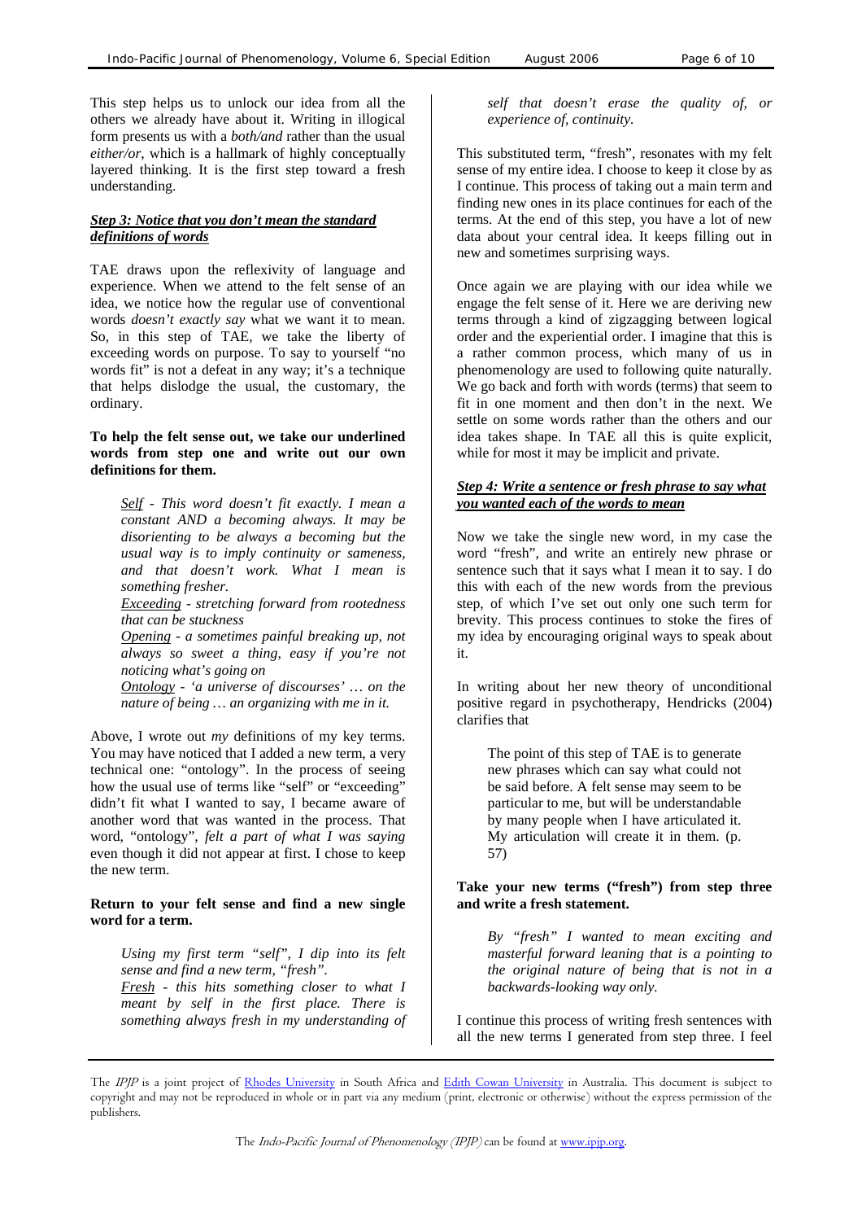This step helps us to unlock our idea from all the others we already have about it. Writing in illogical form presents us with a *both/and* rather than the usual *either/or*, which is a hallmark of highly conceptually layered thinking. It is the first step toward a fresh understanding.

### *Step 3: Notice that you don't mean the standard definitions of words*

TAE draws upon the reflexivity of language and experience. When we attend to the felt sense of an idea, we notice how the regular use of conventional words *doesn't exactly say* what we want it to mean. So, in this step of TAE, we take the liberty of exceeding words on purpose. To say to yourself "no words fit" is not a defeat in any way; it's a technique that helps dislodge the usual, the customary, the ordinary.

**To help the felt sense out, we take our underlined words from step one and write out our own definitions for them.**

> *Self - This word doesn't fit exactly. I mean a constant AND a becoming always. It may be disorienting to be always a becoming but the usual way is to imply continuity or sameness, and that doesn't work. What I mean is something fresher.*
>
> *Exceeding - stretching forward from rootedness that can be stuckness*
>
> *Opening - a sometimes painful breaking up, not always so sweet a thing, easy if you're not noticing what's going on*
>
> *Ontology - 'a universe of discourses' … on the nature of being … an organizing with me in it.*

Above, I wrote out *my* definitions of my key terms. You may have noticed that I added a new term, a very technical one: "ontology". In the process of seeing how the usual use of terms like "self" or "exceeding" didn't fit what I wanted to say, I became aware of another word that was wanted in the process. That word, "ontology", *felt a part of what I was saying* even though it did not appear at first. I chose to keep the new term.

**Return to your felt sense and find a new single word for a term.**

> *Using my first term "self", I dip into its felt sense and find a new term, "fresh".*
>
> *Fresh - this hits something closer to what I meant by self in the first place. There is something always fresh in my understanding of self that doesn't erase the quality of, or experience of, continuity.*

This substituted term, "fresh", resonates with my felt sense of my entire idea. I choose to keep it close by as I continue. This process of taking out a main term and finding new ones in its place continues for each of the terms. At the end of this step, you have a lot of new data about your central idea. It keeps filling out in new and sometimes surprising ways.

Once again we are playing with our idea while we engage the felt sense of it. Here we are deriving new terms through a kind of zigzagging between logical order and the experiential order. I imagine that this is a rather common process, which many of us in phenomenology are used to following quite naturally. We go back and forth with words (terms) that seem to fit in one moment and then don't in the next. We settle on some words rather than the others and our idea takes shape. In TAE all this is quite explicit, while for most it may be implicit and private.

### *Step 4: Write a sentence or fresh phrase to say what you wanted each of the words to mean*

Now we take the single new word, in my case the word "fresh", and write an entirely new phrase or sentence such that it says what I mean it to say. I do this with each of the new words from the previous step, of which I've set out only one such term for brevity. This process continues to stoke the fires of my idea by encouraging original ways to speak about it.

In writing about her new theory of unconditional positive regard in psychotherapy, Hendricks (2004) clarifies that

> The point of this step of TAE is to generate new phrases which can say what could not be said before. A felt sense may seem to be particular to me, but will be understandable by many people when I have articulated it. My articulation will create it in them. (p. 57)

**Take your new terms ("fresh") from step three and write a fresh statement.**

> *By "fresh" I wanted to mean exciting and masterful forward leaning that is a pointing to the original nature of being that is not in a backwards-looking way only.*

I continue this process of writing fresh sentences with all the new terms I generated from step three. I feel

The *IPJP* is a joint project of Rhodes University in South Africa and Edith Cowan University in Australia. This document is subject to copyright and may not be reproduced in whole or in part via any medium (print, electronic or otherwise) without the express permission of the publishers.

The *Indo-Pacific Journal of Phenomenology (IPJP)* can be found at www.ipjp.org.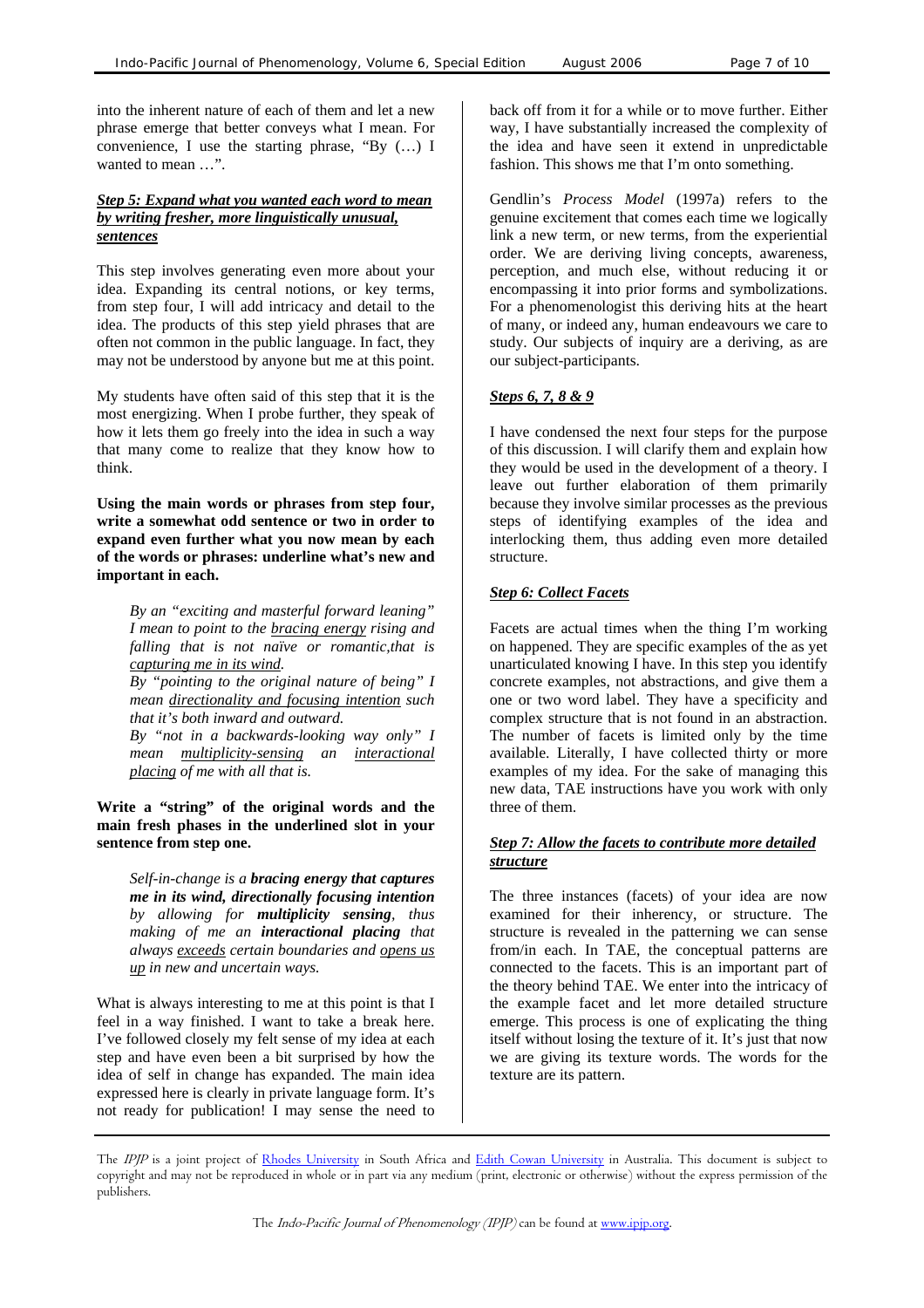into the inherent nature of each of them and let a new phrase emerge that better conveys what I mean. For convenience, I use the starting phrase, "By (…) I wanted to mean …".

### *Step 5: Expand what you wanted each word to mean by writing fresher, more linguistically unusual, sentences*

This step involves generating even more about your idea. Expanding its central notions, or key terms, from step four, I will add intricacy and detail to the idea. The products of this step yield phrases that are often not common in the public language. In fact, they may not be understood by anyone but me at this point.

My students have often said of this step that it is the most energizing. When I probe further, they speak of how it lets them go freely into the idea in such a way that many come to realize that they know how to think.

**Using the main words or phrases from step four, write a somewhat odd sentence or two in order to expand even further what you now mean by each of the words or phrases: underline what's new and important in each.**

> *By an "exciting and masterful forward leaning" I mean to point to the bracing energy rising and falling that is not naïve or romantic,that is capturing me in its wind.*
> *By "pointing to the original nature of being" I mean directionality and focusing intention such that it's both inward and outward.*
> *By "not in a backwards-looking way only" I mean multiplicity-sensing an interactional placing of me with all that is.*

**Write a "string" of the original words and the main fresh phases in the underlined slot in your sentence from step one.**

> *Self-in-change is a **bracing energy that captures me in its wind, directionally focusing intention** by allowing for **multiplicity sensing**, thus making of me an **interactional placing** that always exceeds certain boundaries and opens us up in new and uncertain ways.*

What is always interesting to me at this point is that I feel in a way finished. I want to take a break here. I've followed closely my felt sense of my idea at each step and have even been a bit surprised by how the idea of self in change has expanded. The main idea expressed here is clearly in private language form. It's not ready for publication! I may sense the need to back off from it for a while or to move further. Either way, I have substantially increased the complexity of the idea and have seen it extend in unpredictable fashion. This shows me that I'm onto something.

Gendlin's *Process Model* (1997a) refers to the genuine excitement that comes each time we logically link a new term, or new terms, from the experiential order. We are deriving living concepts, awareness, perception, and much else, without reducing it or encompassing it into prior forms and symbolizations. For a phenomenologist this deriving hits at the heart of many, or indeed any, human endeavours we care to study. Our subjects of inquiry are a deriving, as are our subject-participants.

### *Steps 6, 7, 8 & 9*

I have condensed the next four steps for the purpose of this discussion. I will clarify them and explain how they would be used in the development of a theory. I leave out further elaboration of them primarily because they involve similar processes as the previous steps of identifying examples of the idea and interlocking them, thus adding even more detailed structure.

### *Step 6: Collect Facets*

Facets are actual times when the thing I'm working on happened. They are specific examples of the as yet unarticulated knowing I have. In this step you identify concrete examples, not abstractions, and give them a one or two word label. They have a specificity and complex structure that is not found in an abstraction. The number of facets is limited only by the time available. Literally, I have collected thirty or more examples of my idea. For the sake of managing this new data, TAE instructions have you work with only three of them.

### *Step 7: Allow the facets to contribute more detailed structure*

The three instances (facets) of your idea are now examined for their inherency, or structure. The structure is revealed in the patterning we can sense from/in each. In TAE, the conceptual patterns are connected to the facets. This is an important part of the theory behind TAE. We enter into the intricacy of the example facet and let more detailed structure emerge. This process is one of explicating the thing itself without losing the texture of it. It's just that now we are giving its texture words. The words for the texture are its pattern.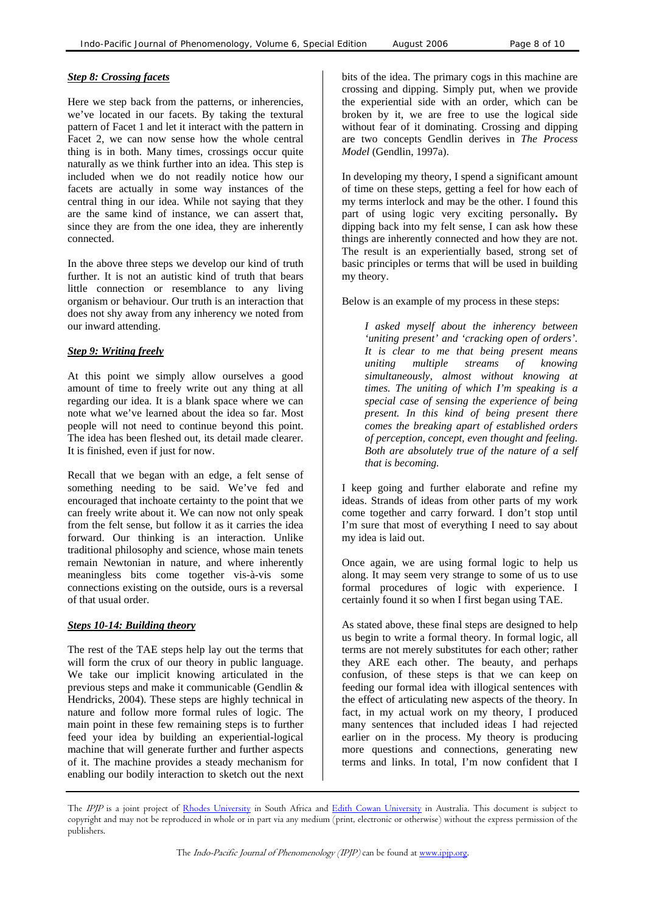### *Step 8: Crossing facets*

Here we step back from the patterns, or inherencies, we've located in our facets. By taking the textural pattern of Facet 1 and let it interact with the pattern in Facet 2, we can now sense how the whole central thing is in both. Many times, crossings occur quite naturally as we think further into an idea. This step is included when we do not readily notice how our facets are actually in some way instances of the central thing in our idea. While not saying that they are the same kind of instance, we can assert that, since they are from the one idea, they are inherently connected.

In the above three steps we develop our kind of truth further. It is not an autistic kind of truth that bears little connection or resemblance to any living organism or behaviour. Our truth is an interaction that does not shy away from any inherency we noted from our inward attending.

### *Step 9: Writing freely*

At this point we simply allow ourselves a good amount of time to freely write out any thing at all regarding our idea. It is a blank space where we can note what we've learned about the idea so far. Most people will not need to continue beyond this point. The idea has been fleshed out, its detail made clearer. It is finished, even if just for now.

Recall that we began with an edge, a felt sense of something needing to be said. We've fed and encouraged that inchoate certainty to the point that we can freely write about it. We can now not only speak from the felt sense, but follow it as it carries the idea forward. Our thinking is an interaction. Unlike traditional philosophy and science, whose main tenets remain Newtonian in nature, and where inherently meaningless bits come together vis-à-vis some connections existing on the outside, ours is a reversal of that usual order.

### *Steps 10-14: Building theory*

The rest of the TAE steps help lay out the terms that will form the crux of our theory in public language. We take our implicit knowing articulated in the previous steps and make it communicable (Gendlin & Hendricks, 2004). These steps are highly technical in nature and follow more formal rules of logic. The main point in these few remaining steps is to further feed your idea by building an experiential-logical machine that will generate further and further aspects of it. The machine provides a steady mechanism for enabling our bodily interaction to sketch out the next bits of the idea. The primary cogs in this machine are crossing and dipping. Simply put, when we provide the experiential side with an order, which can be broken by it, we are free to use the logical side without fear of it dominating. Crossing and dipping are two concepts Gendlin derives in *The Process Model* (Gendlin, 1997a).

In developing my theory, I spend a significant amount of time on these steps, getting a feel for how each of my terms interlock and may be the other. I found this part of using logic very exciting personally**.** By dipping back into my felt sense, I can ask how these things are inherently connected and how they are not. The result is an experientially based, strong set of basic principles or terms that will be used in building my theory.

Below is an example of my process in these steps:

> *I asked myself about the inherency between 'uniting present' and 'cracking open of orders'. It is clear to me that being present means uniting multiple streams of knowing simultaneously, almost without knowing at times. The uniting of which I'm speaking is a special case of sensing the experience of being present. In this kind of being present there comes the breaking apart of established orders of perception, concept, even thought and feeling. Both are absolutely true of the nature of a self that is becoming.*

I keep going and further elaborate and refine my ideas. Strands of ideas from other parts of my work come together and carry forward. I don't stop until I'm sure that most of everything I need to say about my idea is laid out.

Once again, we are using formal logic to help us along. It may seem very strange to some of us to use formal procedures of logic with experience. I certainly found it so when I first began using TAE.

As stated above, these final steps are designed to help us begin to write a formal theory. In formal logic, all terms are not merely substitutes for each other; rather they ARE each other. The beauty, and perhaps confusion, of these steps is that we can keep on feeding our formal idea with illogical sentences with the effect of articulating new aspects of the theory. In fact, in my actual work on my theory, I produced many sentences that included ideas I had rejected earlier on in the process. My theory is producing more questions and connections, generating new terms and links. In total, I'm now confident that I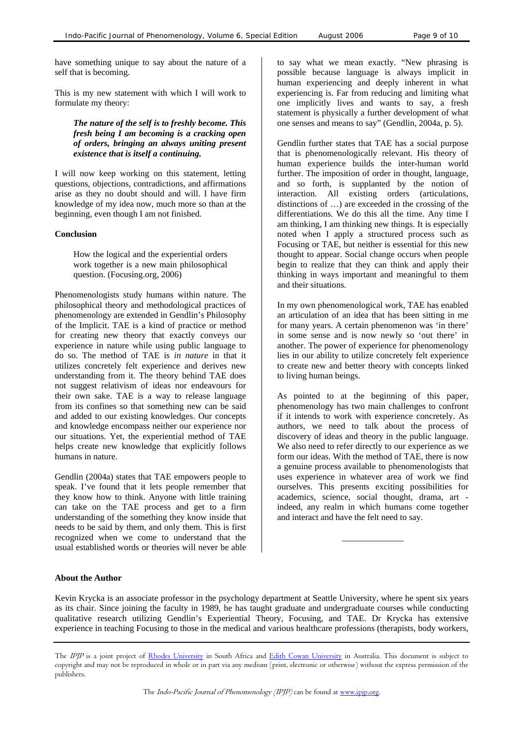have something unique to say about the nature of a self that is becoming.

This is my new statement with which I will work to formulate my theory:

> ***The nature of the self is to freshly become. This fresh being I am becoming is a cracking open of orders, bringing an always uniting present existence that is itself a continuing.***

I will now keep working on this statement, letting questions, objections, contradictions, and affirmations arise as they no doubt should and will. I have firm knowledge of my idea now, much more so than at the beginning, even though I am not finished.

**Conclusion**

> How the logical and the experiential orders work together is a new main philosophical question. (Focusing.org, 2006)

Phenomenologists study humans within nature. The philosophical theory and methodological practices of phenomenology are extended in Gendlin's Philosophy of the Implicit. TAE is a kind of practice or method for creating new theory that exactly conveys our experience in nature while using public language to do so. The method of TAE is *in nature* in that it utilizes concretely felt experience and derives new understanding from it. The theory behind TAE does not suggest relativism of ideas nor endeavours for their own sake. TAE is a way to release language from its confines so that something new can be said and added to our existing knowledges. Our concepts and knowledge encompass neither our experience nor our situations. Yet, the experiential method of TAE helps create new knowledge that explicitly follows humans in nature.

Gendlin (2004a) states that TAE empowers people to speak. I've found that it lets people remember that they know how to think. Anyone with little training can take on the TAE process and get to a firm understanding of the something they know inside that needs to be said by them, and only them. This is first recognized when we come to understand that the usual established words or theories will never be able to say what we mean exactly. "New phrasing is possible because language is always implicit in human experiencing and deeply inherent in what experiencing is. Far from reducing and limiting what one implicitly lives and wants to say, a fresh statement is physically a further development of what one senses and means to say" (Gendlin, 2004a, p. 5).

Gendlin further states that TAE has a social purpose that is phenomenologically relevant. His theory of human experience builds the inter-human world further. The imposition of order in thought, language, and so forth, is supplanted by the notion of interaction. All existing orders (articulations, distinctions of …) are exceeded in the crossing of the differentiations. We do this all the time. Any time I am thinking, I am thinking new things. It is especially noted when I apply a structured process such as Focusing or TAE, but neither is essential for this new thought to appear. Social change occurs when people begin to realize that they can think and apply their thinking in ways important and meaningful to them and their situations.

In my own phenomenological work, TAE has enabled an articulation of an idea that has been sitting in me for many years. A certain phenomenon was 'in there' in some sense and is now newly so 'out there' in another. The power of experience for phenomenology lies in our ability to utilize concretely felt experience to create new and better theory with concepts linked to living human beings.

As pointed to at the beginning of this paper, phenomenology has two main challenges to confront if it intends to work with experience concretely. As authors, we need to talk about the process of discovery of ideas and theory in the public language. We also need to refer directly to our experience as we form our ideas. With the method of TAE, there is now a genuine process available to phenomenologists that uses experience in whatever area of work we find ourselves. This presents exciting possibilities for academics, science, social thought, drama, art - indeed, any realm in which humans come together and interact and have the felt need to say.

---

**About the Author**

Kevin Krycka is an associate professor in the psychology department at Seattle University, where he spent six years as its chair. Since joining the faculty in 1989, he has taught graduate and undergraduate courses while conducting qualitative research utilizing Gendlin's Experiential Theory, Focusing, and TAE. Dr Krycka has extensive experience in teaching Focusing to those in the medical and various healthcare professions (therapists, body workers,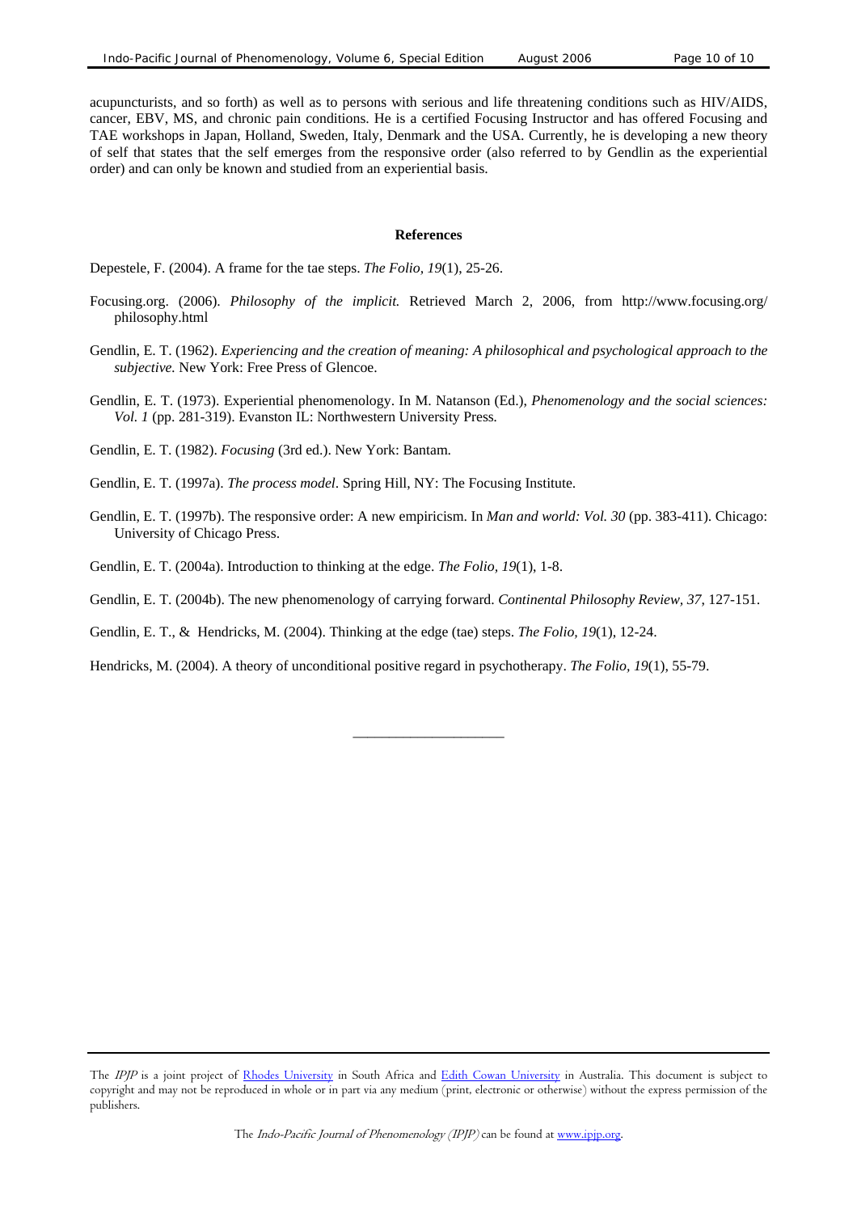acupuncturists, and so forth) as well as to persons with serious and life threatening conditions such as HIV/AIDS, cancer, EBV, MS, and chronic pain conditions. He is a certified Focusing Instructor and has offered Focusing and TAE workshops in Japan, Holland, Sweden, Italy, Denmark and the USA. Currently, he is developing a new theory of self that states that the self emerges from the responsive order (also referred to by Gendlin as the experiential order) and can only be known and studied from an experiential basis.

## References

Depestele, F. (2004). A frame for the tae steps. *The Folio, 19*(1), 25-26.

Focusing.org. (2006). *Philosophy of the implicit.* Retrieved March 2, 2006, from http://www.focusing.org/philosophy.html

Gendlin, E. T. (1962). *Experiencing and the creation of meaning: A philosophical and psychological approach to the subjective.* New York: Free Press of Glencoe.

Gendlin, E. T. (1973). Experiential phenomenology. In M. Natanson (Ed.), *Phenomenology and the social sciences: Vol. 1* (pp. 281-319). Evanston IL: Northwestern University Press.

Gendlin, E. T. (1982). *Focusing* (3rd ed.). New York: Bantam.

Gendlin, E. T. (1997a). *The process model*. Spring Hill, NY: The Focusing Institute.

Gendlin, E. T. (1997b). The responsive order: A new empiricism. In *Man and world: Vol. 30* (pp. 383-411). Chicago: University of Chicago Press.

Gendlin, E. T. (2004a). Introduction to thinking at the edge. *The Folio, 19*(1), 1-8.

Gendlin, E. T. (2004b). The new phenomenology of carrying forward. *Continental Philosophy Review, 37*, 127-151.

Gendlin, E. T., & Hendricks, M. (2004). Thinking at the edge (tae) steps. *The Folio, 19*(1), 12-24.

Hendricks, M. (2004). A theory of unconditional positive regard in psychotherapy. *The Folio, 19*(1), 55-79.

_____________________